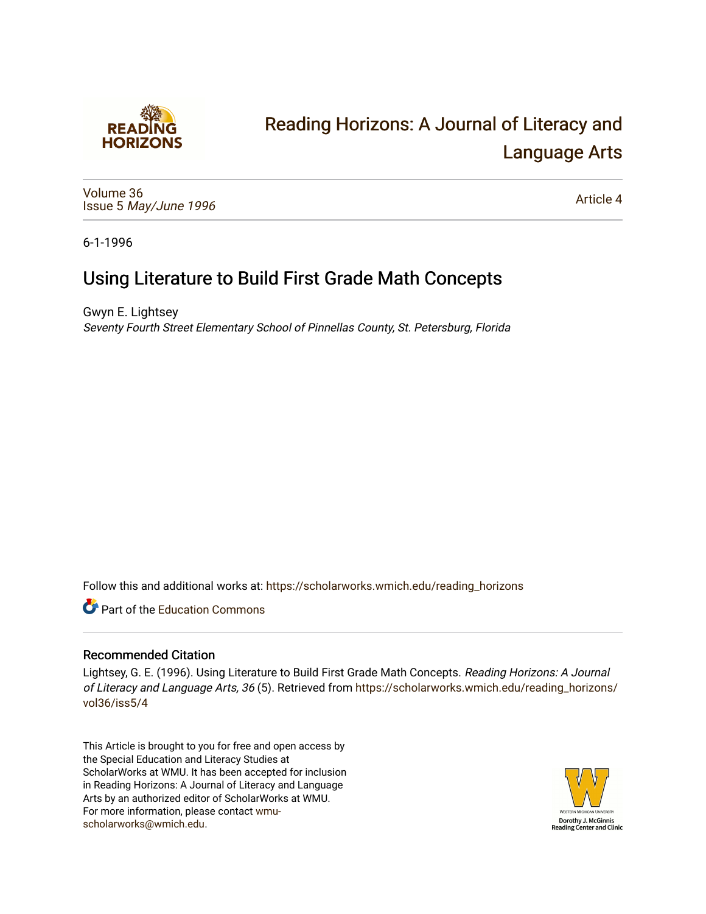Reading Horizons: A Journal of Literacy and Language Arts

Volume 36
Issue 5 *May/June 1996*

Article 4

6-1-1996

# Using Literature to Build First Grade Math Concepts

Gwyn E. Lightsey
*Seventy Fourth Street Elementary School of Pinnellas County, St. Petersburg, Florida*

Follow this and additional works at: https://scholarworks.wmich.edu/reading_horizons

Part of the Education Commons

## Recommended Citation

Lightsey, G. E. (1996). Using Literature to Build First Grade Math Concepts. *Reading Horizons: A Journal of Literacy and Language Arts, 36* (5). Retrieved from https://scholarworks.wmich.edu/reading_horizons/vol36/iss5/4

This Article is brought to you for free and open access by the Special Education and Literacy Studies at ScholarWorks at WMU. It has been accepted for inclusion in Reading Horizons: A Journal of Literacy and Language Arts by an authorized editor of ScholarWorks at WMU. For more information, please contact wmu-scholarworks@wmich.edu.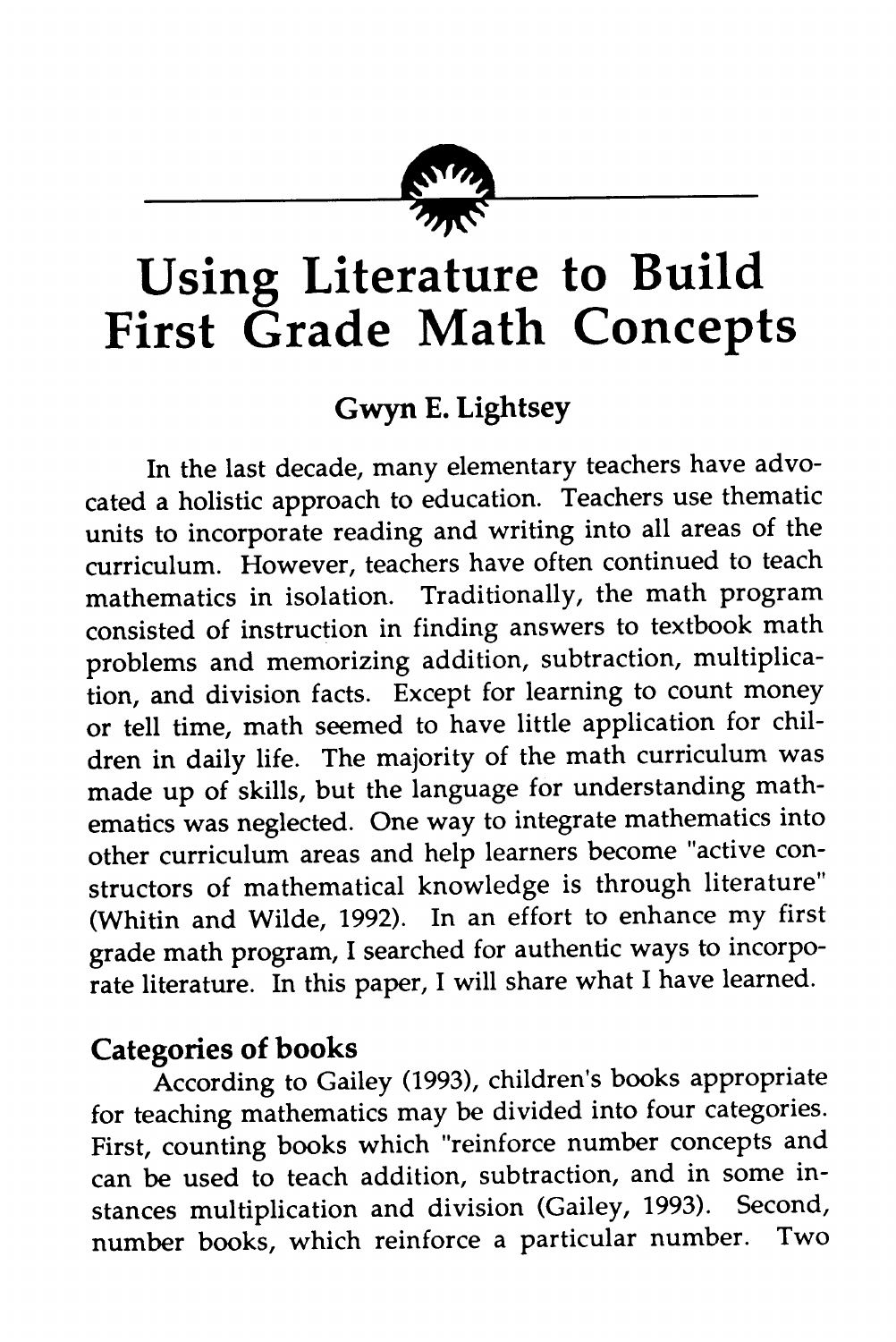# Using Literature to Build First Grade Math Concepts

## Gwyn E. Lightsey

In the last decade, many elementary teachers have advocated a holistic approach to education. Teachers use thematic units to incorporate reading and writing into all areas of the curriculum. However, teachers have often continued to teach mathematics in isolation. Traditionally, the math program consisted of instruction in finding answers to textbook math problems and memorizing addition, subtraction, multiplication, and division facts. Except for learning to count money or tell time, math seemed to have little application for children in daily life. The majority of the math curriculum was made up of skills, but the language for understanding mathematics was neglected. One way to integrate mathematics into other curriculum areas and help learners become "active constructors of mathematical knowledge is through literature" (Whitin and Wilde, 1992). In an effort to enhance my first grade math program, I searched for authentic ways to incorporate literature. In this paper, I will share what I have learned.

### Categories of books

According to Gailey (1993), children's books appropriate for teaching mathematics may be divided into four categories. First, counting books which "reinforce number concepts and can be used to teach addition, subtraction, and in some instances multiplication and division (Gailey, 1993). Second, number books, which reinforce a particular number. Two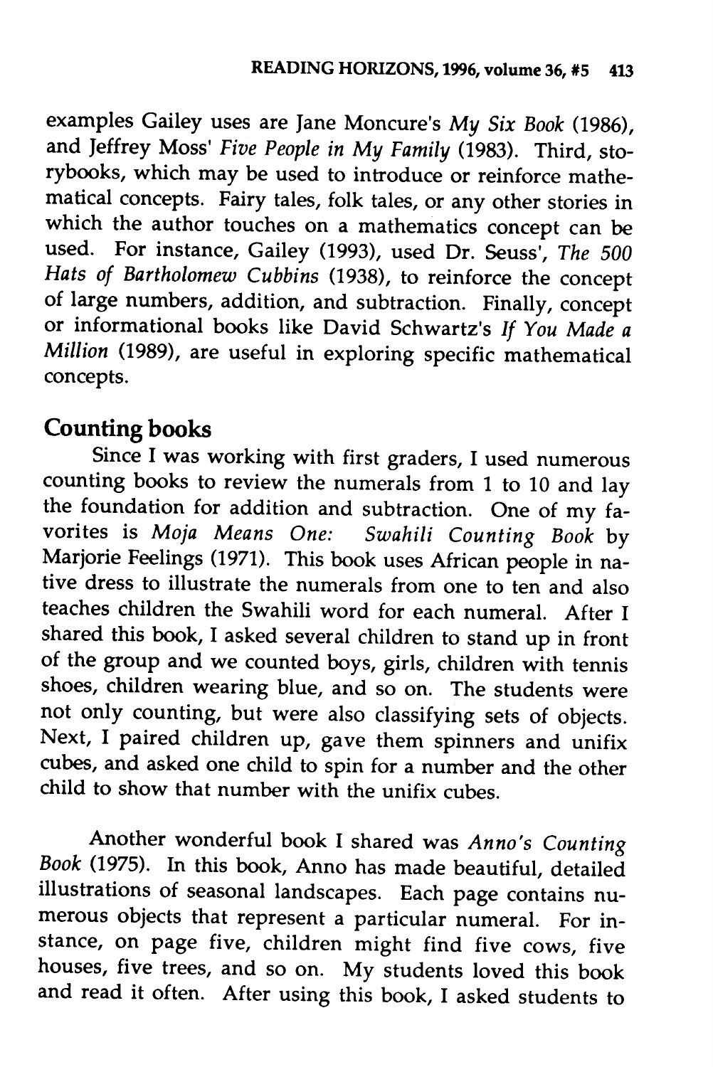examples Gailey uses are Jane Moncure's *My Six Book* (1986), and Jeffrey Moss' *Five People in My Family* (1983). Third, storybooks, which may be used to introduce or reinforce mathematical concepts. Fairy tales, folk tales, or any other stories in which the author touches on a mathematics concept can be used. For instance, Gailey (1993), used Dr. Seuss', *The 500 Hats of Bartholomew Cubbins* (1938), to reinforce the concept of large numbers, addition, and subtraction. Finally, concept or informational books like David Schwartz's *If You Made a Million* (1989), are useful in exploring specific mathematical concepts.

## Counting books

Since I was working with first graders, I used numerous counting books to review the numerals from 1 to 10 and lay the foundation for addition and subtraction. One of my favorites is *Moja Means One: Swahili Counting Book* by Marjorie Feelings (1971). This book uses African people in native dress to illustrate the numerals from one to ten and also teaches children the Swahili word for each numeral. After I shared this book, I asked several children to stand up in front of the group and we counted boys, girls, children with tennis shoes, children wearing blue, and so on. The students were not only counting, but were also classifying sets of objects. Next, I paired children up, gave them spinners and unifix cubes, and asked one child to spin for a number and the other child to show that number with the unifix cubes.

Another wonderful book I shared was *Anno's Counting Book* (1975). In this book, Anno has made beautiful, detailed illustrations of seasonal landscapes. Each page contains numerous objects that represent a particular numeral. For instance, on page five, children might find five cows, five houses, five trees, and so on. My students loved this book and read it often. After using this book, I asked students to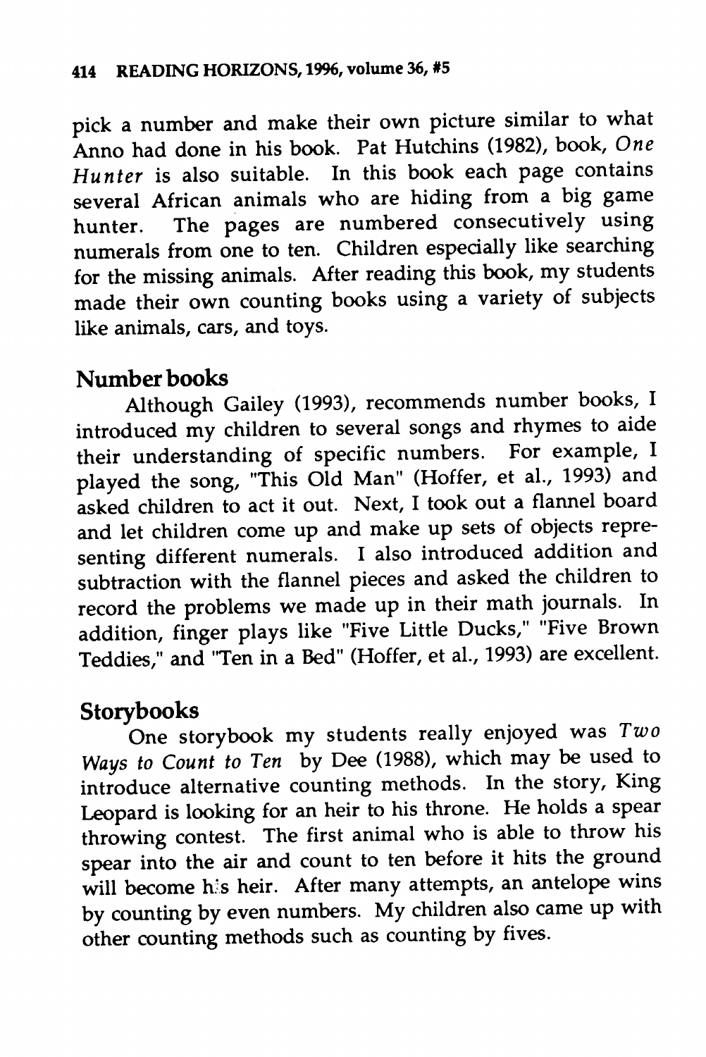pick a number and make their own picture similar to what Anno had done in his book. Pat Hutchins (1982), book, *One Hunter* is also suitable. In this book each page contains several African animals who are hiding from a big game hunter. The pages are numbered consecutively using numerals from one to ten. Children especially like searching for the missing animals. After reading this book, my students made their own counting books using a variety of subjects like animals, cars, and toys.

## Number books

Although Gailey (1993), recommends number books, I introduced my children to several songs and rhymes to aide their understanding of specific numbers. For example, I played the song, "This Old Man" (Hoffer, et al., 1993) and asked children to act it out. Next, I took out a flannel board and let children come up and make up sets of objects representing different numerals. I also introduced addition and subtraction with the flannel pieces and asked the children to record the problems we made up in their math journals. In addition, finger plays like "Five Little Ducks," "Five Brown Teddies," and "Ten in a Bed" (Hoffer, et al., 1993) are excellent.

## Storybooks

One storybook my students really enjoyed was *Two Ways to Count to Ten* by Dee (1988), which may be used to introduce alternative counting methods. In the story, King Leopard is looking for an heir to his throne. He holds a spear throwing contest. The first animal who is able to throw his spear into the air and count to ten before it hits the ground will become his heir. After many attempts, an antelope wins by counting by even numbers. My children also came up with other counting methods such as counting by fives.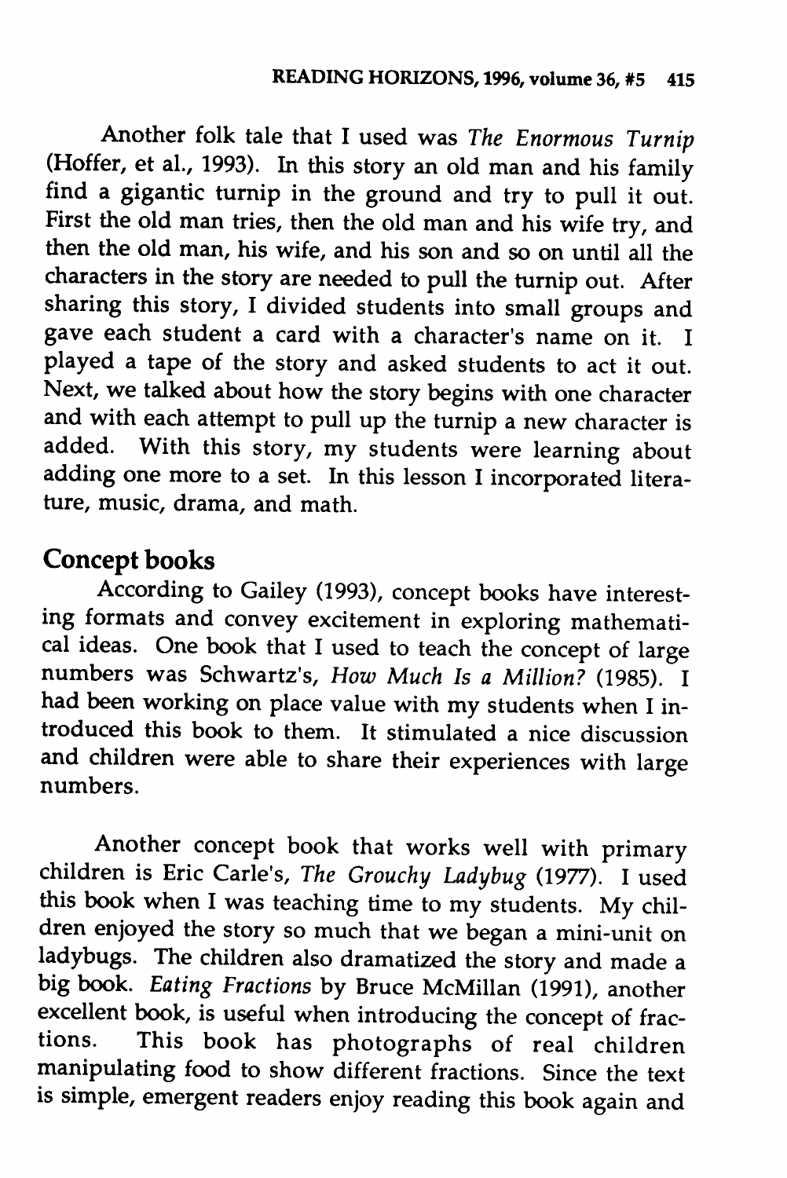Another folk tale that I used was *The Enormous Turnip* (Hoffer, et al., 1993). In this story an old man and his family find a gigantic turnip in the ground and try to pull it out. First the old man tries, then the old man and his wife try, and then the old man, his wife, and his son and so on until all the characters in the story are needed to pull the turnip out. After sharing this story, I divided students into small groups and gave each student a card with a character's name on it. I played a tape of the story and asked students to act it out. Next, we talked about how the story begins with one character and with each attempt to pull up the turnip a new character is added. With this story, my students were learning about adding one more to a set. In this lesson I incorporated literature, music, drama, and math.

## Concept books

According to Gailey (1993), concept books have interesting formats and convey excitement in exploring mathematical ideas. One book that I used to teach the concept of large numbers was Schwartz's, *How Much Is a Million?* (1985). I had been working on place value with my students when I introduced this book to them. It stimulated a nice discussion and children were able to share their experiences with large numbers.

Another concept book that works well with primary children is Eric Carle's, *The Grouchy Ladybug* (1977). I used this book when I was teaching time to my students. My children enjoyed the story so much that we began a mini-unit on ladybugs. The children also dramatized the story and made a big book. *Eating Fractions* by Bruce McMillan (1991), another excellent book, is useful when introducing the concept of fractions. This book has photographs of real children manipulating food to show different fractions. Since the text is simple, emergent readers enjoy reading this book again and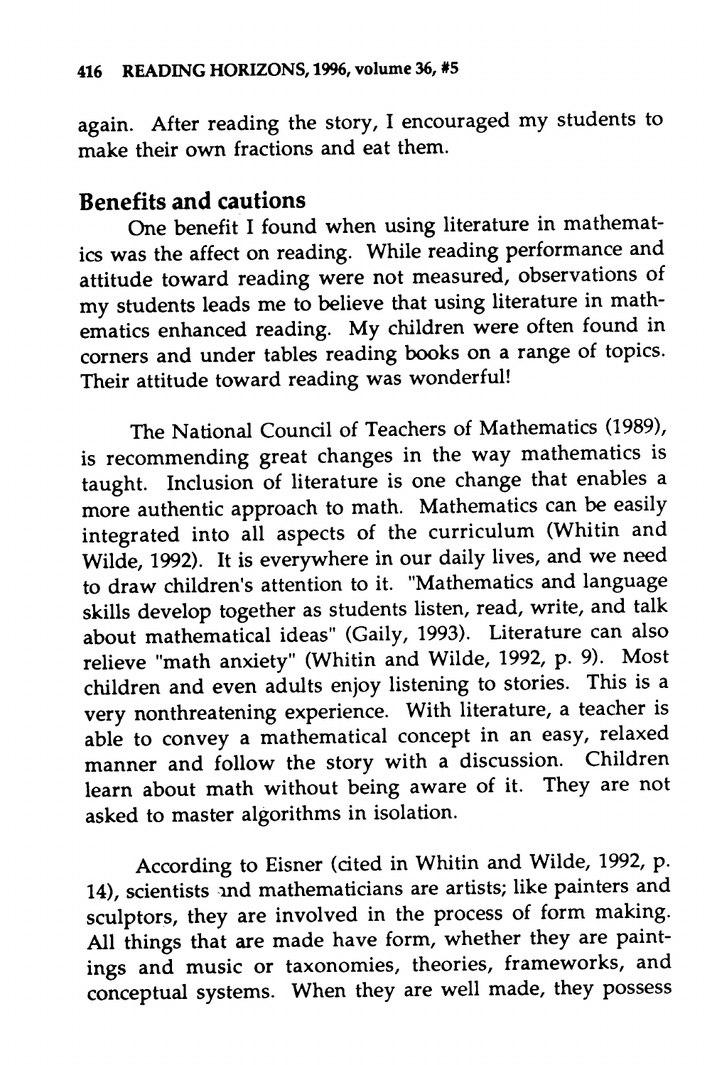again. After reading the story, I encouraged my students to make their own fractions and eat them.

## Benefits and cautions

One benefit I found when using literature in mathematics was the affect on reading. While reading performance and attitude toward reading were not measured, observations of my students leads me to believe that using literature in mathematics enhanced reading. My children were often found in corners and under tables reading books on a range of topics. Their attitude toward reading was wonderful!

The National Council of Teachers of Mathematics (1989), is recommending great changes in the way mathematics is taught. Inclusion of literature is one change that enables a more authentic approach to math. Mathematics can be easily integrated into all aspects of the curriculum (Whitin and Wilde, 1992). It is everywhere in our daily lives, and we need to draw children's attention to it. "Mathematics and language skills develop together as students listen, read, write, and talk about mathematical ideas" (Gaily, 1993). Literature can also relieve "math anxiety" (Whitin and Wilde, 1992, p. 9). Most children and even adults enjoy listening to stories. This is a very nonthreatening experience. With literature, a teacher is able to convey a mathematical concept in an easy, relaxed manner and follow the story with a discussion. Children learn about math without being aware of it. They are not asked to master algorithms in isolation.

According to Eisner (cited in Whitin and Wilde, 1992, p. 14), scientists and mathematicians are artists; like painters and sculptors, they are involved in the process of form making. All things that are made have form, whether they are paintings and music or taxonomies, theories, frameworks, and conceptual systems. When they are well made, they possess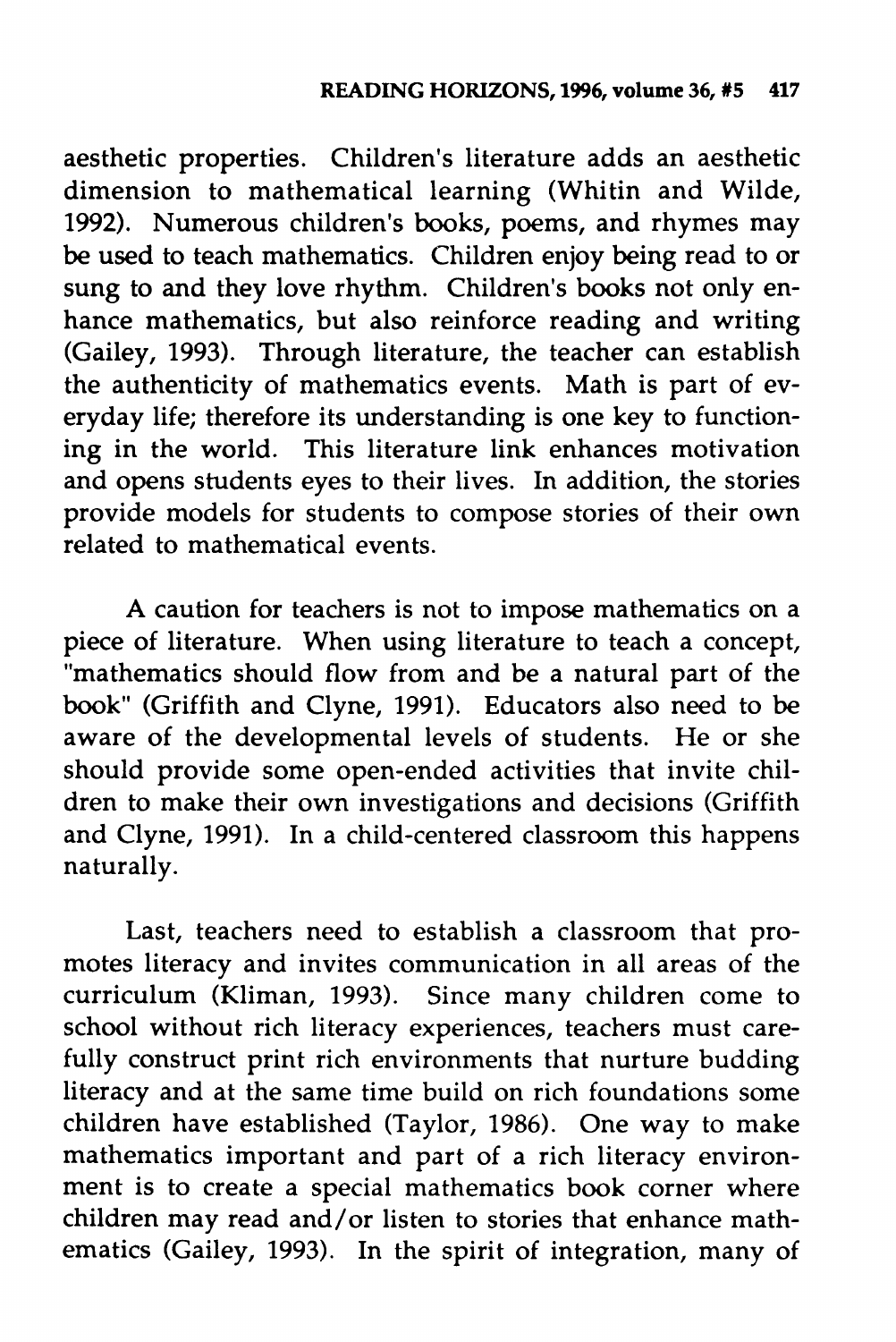aesthetic properties. Children's literature adds an aesthetic dimension to mathematical learning (Whitin and Wilde, 1992). Numerous children's books, poems, and rhymes may be used to teach mathematics. Children enjoy being read to or sung to and they love rhythm. Children's books not only enhance mathematics, but also reinforce reading and writing (Gailey, 1993). Through literature, the teacher can establish the authenticity of mathematics events. Math is part of everyday life; therefore its understanding is one key to functioning in the world. This literature link enhances motivation and opens students eyes to their lives. In addition, the stories provide models for students to compose stories of their own related to mathematical events.

A caution for teachers is not to impose mathematics on a piece of literature. When using literature to teach a concept, "mathematics should flow from and be a natural part of the book" (Griffith and Clyne, 1991). Educators also need to be aware of the developmental levels of students. He or she should provide some open-ended activities that invite children to make their own investigations and decisions (Griffith and Clyne, 1991). In a child-centered classroom this happens naturally.

Last, teachers need to establish a classroom that promotes literacy and invites communication in all areas of the curriculum (Kliman, 1993). Since many children come to school without rich literacy experiences, teachers must carefully construct print rich environments that nurture budding literacy and at the same time build on rich foundations some children have established (Taylor, 1986). One way to make mathematics important and part of a rich literacy environment is to create a special mathematics book corner where children may read and/or listen to stories that enhance mathematics (Gailey, 1993). In the spirit of integration, many of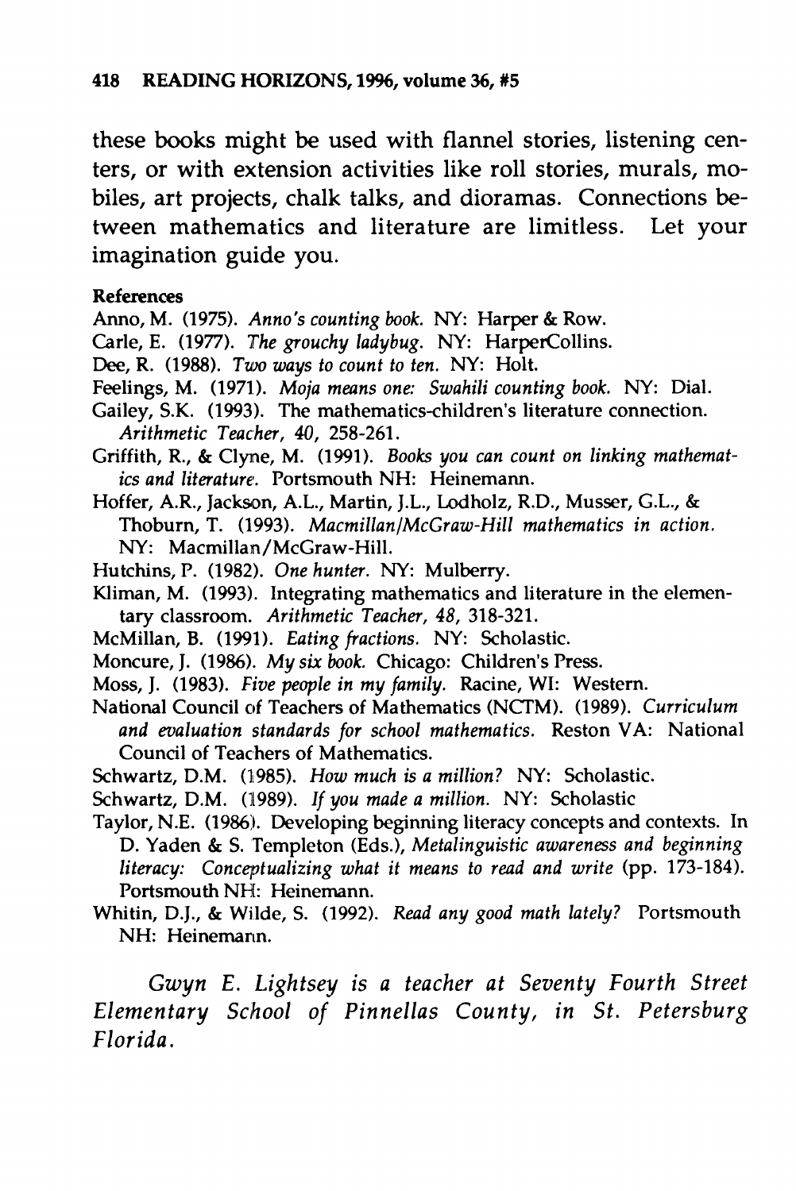these books might be used with flannel stories, listening centers, or with extension activities like roll stories, murals, mobiles, art projects, chalk talks, and dioramas. Connections between mathematics and literature are limitless. Let your imagination guide you.

**References**

Anno, M. (1975). *Anno's counting book.* NY: Harper & Row.

Carle, E. (1977). *The grouchy ladybug.* NY: HarperCollins.

Dee, R. (1988). *Two ways to count to ten.* NY: Holt.

Feelings, M. (1971). *Moja means one: Swahili counting book.* NY: Dial.

Gailey, S.K. (1993). The mathematics-children's literature connection. *Arithmetic Teacher, 40,* 258-261.

Griffith, R., & Clyne, M. (1991). *Books you can count on linking mathematics and literature.* Portsmouth NH: Heinemann.

Hoffer, A.R., Jackson, A.L., Martin, J.L., Lodholz, R.D., Musser, G.L., & Thoburn, T. (1993). *Macmillan/McGraw-Hill mathematics in action.* NY: Macmillan/McGraw-Hill.

Hutchins, P. (1982). *One hunter.* NY: Mulberry.

Kliman, M. (1993). Integrating mathematics and literature in the elementary classroom. *Arithmetic Teacher, 48,* 318-321.

McMillan, B. (1991). *Eating fractions.* NY: Scholastic.

Moncure, J. (1986). *My six book.* Chicago: Children's Press.

Moss, J. (1983). *Five people in my family.* Racine, WI: Western.

National Council of Teachers of Mathematics (NCTM). (1989). *Curriculum and evaluation standards for school mathematics.* Reston VA: National Council of Teachers of Mathematics.

Schwartz, D.M. (1985). *How much is a million?* NY: Scholastic.

Schwartz, D.M. (1989). *If you made a million.* NY: Scholastic

Taylor, N.E. (1986). Developing beginning literacy concepts and contexts. In D. Yaden & S. Templeton (Eds.), *Metalinguistic awareness and beginning literacy: Conceptualizing what it means to read and write* (pp. 173-184). Portsmouth NH: Heinemann.

Whitin, D.J., & Wilde, S. (1992). *Read any good math lately?* Portsmouth NH: Heinemann.

*Gwyn E. Lightsey is a teacher at Seventy Fourth Street Elementary School of Pinnellas County, in St. Petersburg Florida.*